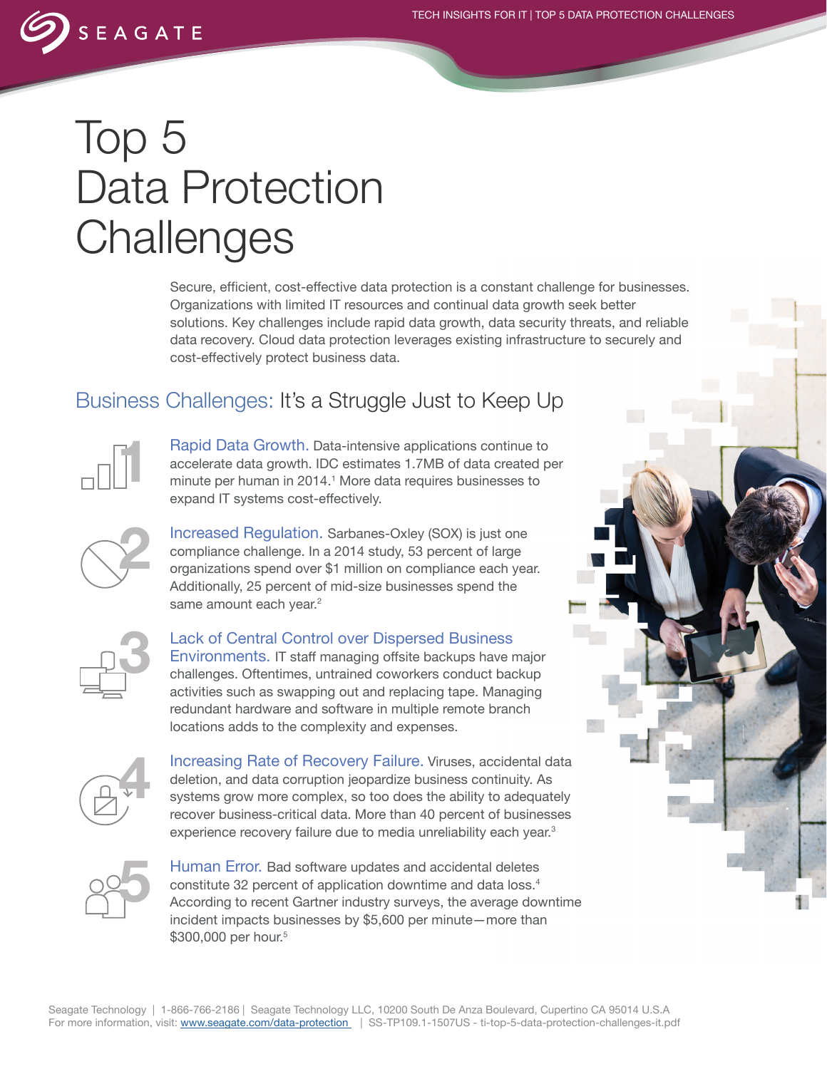# Top 5 Data Protection Challenges

Secure, efficient, cost-effective data protection is a constant challenge for businesses. Organizations with limited IT resources and continual data growth seek better solutions. Key challenges include rapid data growth, data security threats, and reliable data recovery. Cloud data protection leverages existing infrastructure to securely and cost-effectively protect business data.

## Business Challenges: It's a Struggle Just to Keep Up

1. **Rapid Data Growth.** Data-intensive applications continue to accelerate data growth. IDC estimates 1.7MB of data created per minute per human in 2014.[1] More data requires businesses to expand IT systems cost-effectively.

2. **Increased Regulation.** Sarbanes-Oxley (SOX) is just one compliance challenge. In a 2014 study, 53 percent of large organizations spend over $1 million on compliance each year. Additionally, 25 percent of mid-size businesses spend the same amount each year.[2]

3. **Lack of Central Control over Dispersed Business Environments.** IT staff managing offsite backups have major challenges. Oftentimes, untrained coworkers conduct backup activities such as swapping out and replacing tape. Managing redundant hardware and software in multiple remote branch locations adds to the complexity and expenses.

4. **Increasing Rate of Recovery Failure.** Viruses, accidental data deletion, and data corruption jeopardize business continuity. As systems grow more complex, so too does the ability to adequately recover business-critical data. More than 40 percent of businesses experience recovery failure due to media unreliability each year.[3]

5. **Human Error.** Bad software updates and accidental deletes constitute 32 percent of application downtime and data loss.[4] According to recent Gartner industry surveys, the average downtime incident impacts businesses by $5,600 per minute—more than $300,000 per hour.[5]

Seagate Technology | 1-866-766-2186 | Seagate Technology LLC, 10200 South De Anza Boulevard, Cupertino CA 95014 U.S.A
For more information, visit: www.seagate.com/data-protection | SS-TP109.1-1507US - ti-top-5-data-protection-challenges-it.pdf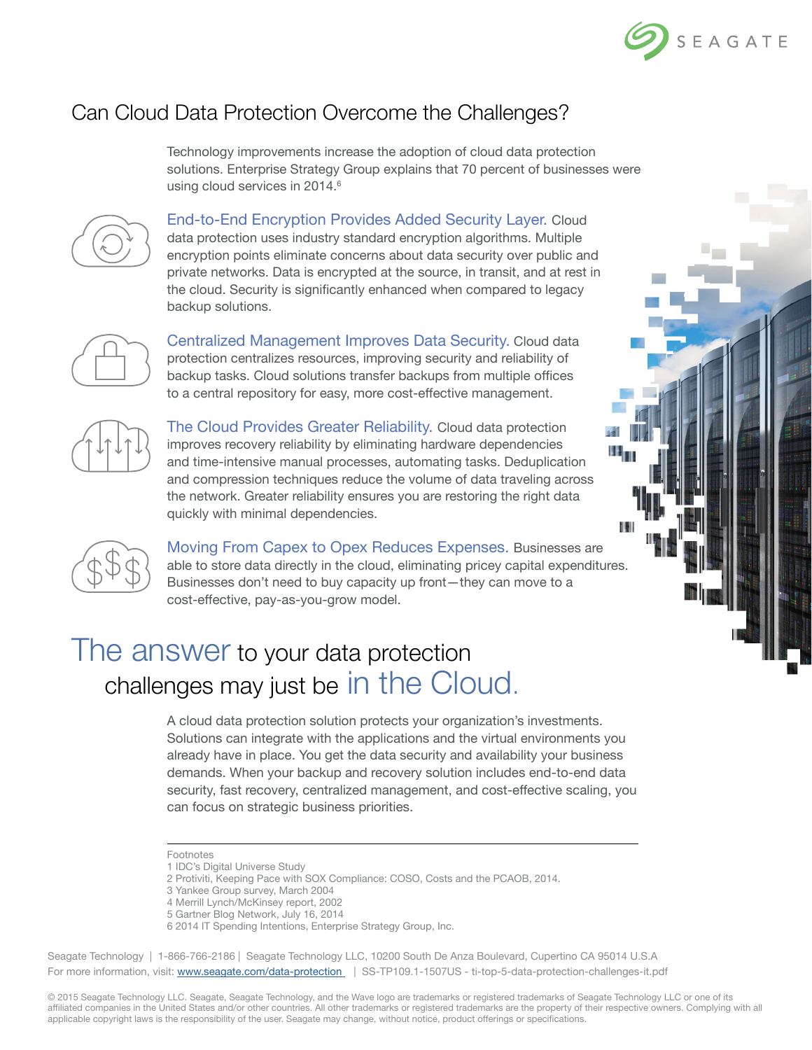# Can Cloud Data Protection Overcome the Challenges?

Technology improvements increase the adoption of cloud data protection solutions. Enterprise Strategy Group explains that 70 percent of businesses were using cloud services in 2014.[6]

**End-to-End Encryption Provides Added Security Layer.** Cloud data protection uses industry standard encryption algorithms. Multiple encryption points eliminate concerns about data security over public and private networks. Data is encrypted at the source, in transit, and at rest in the cloud. Security is significantly enhanced when compared to legacy backup solutions.

**Centralized Management Improves Data Security.** Cloud data protection centralizes resources, improving security and reliability of backup tasks. Cloud solutions transfer backups from multiple offices to a central repository for easy, more cost-effective management.

**The Cloud Provides Greater Reliability.** Cloud data protection improves recovery reliability by eliminating hardware dependencies and time-intensive manual processes, automating tasks. Deduplication and compression techniques reduce the volume of data traveling across the network. Greater reliability ensures you are restoring the right data quickly with minimal dependencies.

**Moving From Capex to Opex Reduces Expenses.** Businesses are able to store data directly in the cloud, eliminating pricey capital expenditures. Businesses don't need to buy capacity up front—they can move to a cost-effective, pay-as-you-grow model.

## The answer to your data protection challenges may just be in the Cloud.

A cloud data protection solution protects your organization's investments. Solutions can integrate with the applications and the virtual environments you already have in place. You get the data security and availability your business demands. When your backup and recovery solution includes end-to-end data security, fast recovery, centralized management, and cost-effective scaling, you can focus on strategic business priorities.

---

Footnotes

1 IDC's Digital Universe Study
2 Protiviti, Keeping Pace with SOX Compliance: COSO, Costs and the PCAOB, 2014.
3 Yankee Group survey, March 2004
4 Merrill Lynch/McKinsey report, 2002
5 Gartner Blog Network, July 16, 2014
6 2014 IT Spending Intentions, Enterprise Strategy Group, Inc.

Seagate Technology | 1-866-766-2186 | Seagate Technology LLC, 10200 South De Anza Boulevard, Cupertino CA 95014 U.S.A
For more information, visit: www.seagate.com/data-protection | SS-TP109.1-1507US - ti-top-5-data-protection-challenges-it.pdf

© 2015 Seagate Technology LLC. Seagate, Seagate Technology, and the Wave logo are trademarks or registered trademarks of Seagate Technology LLC or one of its affiliated companies in the United States and/or other countries. All other trademarks or registered trademarks are the property of their respective owners. Complying with all applicable copyright laws is the responsibility of the user. Seagate may change, without notice, product offerings or specifications.